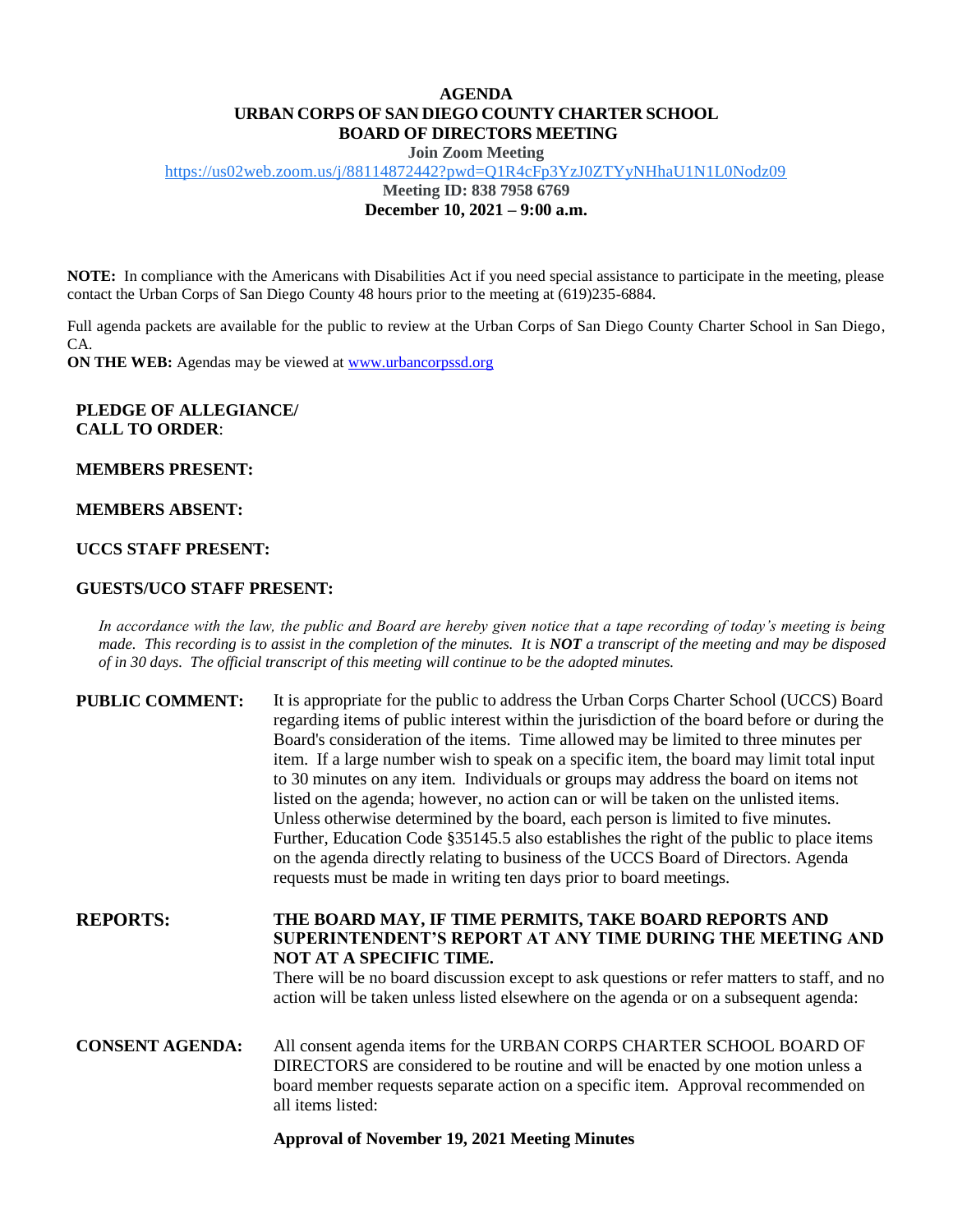# AGENDA
## URBAN CORPS OF SAN DIEGO COUNTY CHARTER SCHOOL
## BOARD OF DIRECTORS MEETING

**Join Zoom Meeting**

https://us02web.zoom.us/j/88114872442?pwd=Q1R4cFp3YzJ0ZTYyNHhaU1N1L0Nodz09

**Meeting ID: 838 7958 6769**

**December 10, 2021 – 9:00 a.m.**

**NOTE:** In compliance with the Americans with Disabilities Act if you need special assistance to participate in the meeting, please contact the Urban Corps of San Diego County 48 hours prior to the meeting at (619)235-6884.

Full agenda packets are available for the public to review at the Urban Corps of San Diego County Charter School in San Diego, CA.

**ON THE WEB:** Agendas may be viewed at www.urbancorpssd.org

**PLEDGE OF ALLEGIANCE/**
**CALL TO ORDER**:

**MEMBERS PRESENT:**

**MEMBERS ABSENT:**

**UCCS STAFF PRESENT:**

**GUESTS/UCO STAFF PRESENT:**

*In accordance with the law, the public and Board are hereby given notice that a tape recording of today's meeting is being made. This recording is to assist in the completion of the minutes. It is **NOT** a transcript of the meeting and may be disposed of in 30 days. The official transcript of this meeting will continue to be the adopted minutes.*

**PUBLIC COMMENT:** It is appropriate for the public to address the Urban Corps Charter School (UCCS) Board regarding items of public interest within the jurisdiction of the board before or during the Board's consideration of the items. Time allowed may be limited to three minutes per item. If a large number wish to speak on a specific item, the board may limit total input to 30 minutes on any item. Individuals or groups may address the board on items not listed on the agenda; however, no action can or will be taken on the unlisted items. Unless otherwise determined by the board, each person is limited to five minutes. Further, Education Code §35145.5 also establishes the right of the public to place items on the agenda directly relating to business of the UCCS Board of Directors. Agenda requests must be made in writing ten days prior to board meetings.

**REPORTS:** **THE BOARD MAY, IF TIME PERMITS, TAKE BOARD REPORTS AND SUPERINTENDENT'S REPORT AT ANY TIME DURING THE MEETING AND NOT AT A SPECIFIC TIME.**
There will be no board discussion except to ask questions or refer matters to staff, and no action will be taken unless listed elsewhere on the agenda or on a subsequent agenda:

**CONSENT AGENDA:** All consent agenda items for the URBAN CORPS CHARTER SCHOOL BOARD OF DIRECTORS are considered to be routine and will be enacted by one motion unless a board member requests separate action on a specific item. Approval recommended on all items listed:

**Approval of November 19, 2021 Meeting Minutes**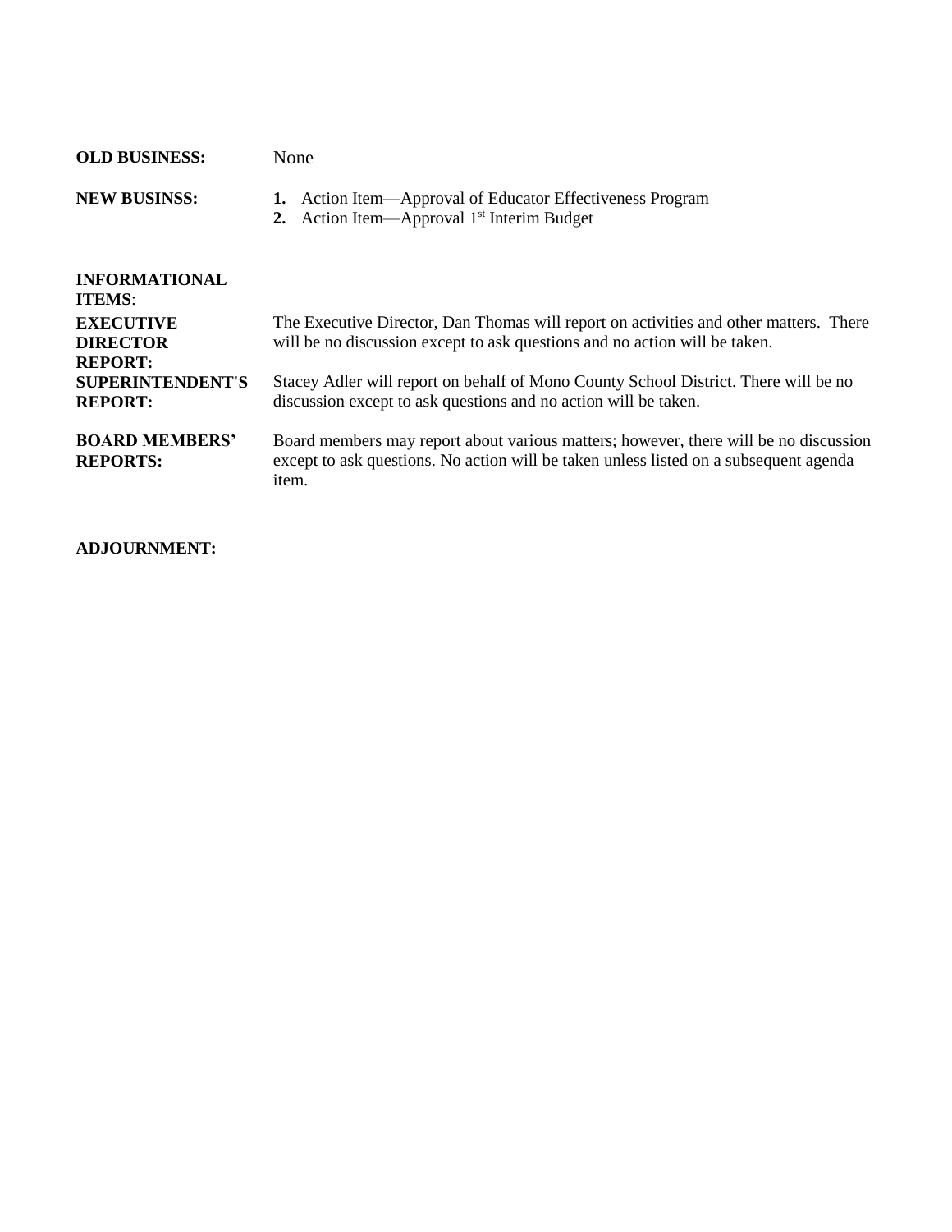**OLD BUSINESS:** None

**NEW BUSINSS:**

1. Action Item—Approval of Educator Effectiveness Program
2. Action Item—Approval 1st Interim Budget

**INFORMATIONAL ITEMS**:

**EXECUTIVE DIRECTOR REPORT:** The Executive Director, Dan Thomas will report on activities and other matters. There will be no discussion except to ask questions and no action will be taken.

**SUPERINTENDENT'S REPORT:** Stacey Adler will report on behalf of Mono County School District. There will be no discussion except to ask questions and no action will be taken.

**BOARD MEMBERS' REPORTS:** Board members may report about various matters; however, there will be no discussion except to ask questions. No action will be taken unless listed on a subsequent agenda item.

**ADJOURNMENT:**